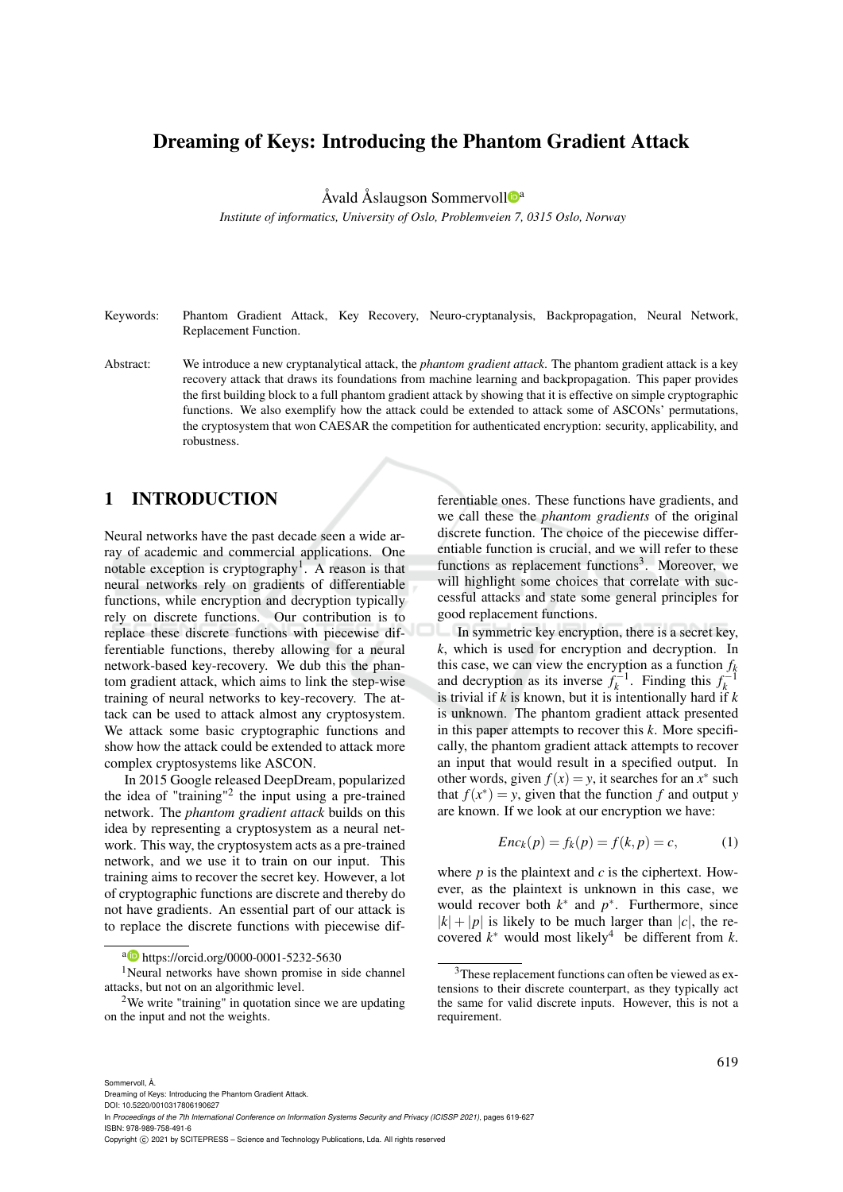# Dreaming of Keys: Introducing the Phantom Gradient Attack

Åvald Åslaugson Sommervoll[a]

*Institute of informatics, University of Oslo, Problemveien 7, 0315 Oslo, Norway*

Keywords: Phantom Gradient Attack, Key Recovery, Neuro-cryptanalysis, Backpropagation, Neural Network, Replacement Function.

Abstract: We introduce a new cryptanalytical attack, the *phantom gradient attack*. The phantom gradient attack is a key recovery attack that draws its foundations from machine learning and backpropagation. This paper provides the first building block to a full phantom gradient attack by showing that it is effective on simple cryptographic functions. We also exemplify how the attack could be extended to attack some of ASCONs' permutations, the cryptosystem that won CAESAR the competition for authenticated encryption: security, applicability, and robustness.

## 1 INTRODUCTION

Neural networks have the past decade seen a wide array of academic and commercial applications. One notable exception is cryptography[1]. A reason is that neural networks rely on gradients of differentiable functions, while encryption and decryption typically rely on discrete functions. Our contribution is to replace these discrete functions with piecewise differentiable functions, thereby allowing for a neural network-based key-recovery. We dub this the phantom gradient attack, which aims to link the step-wise training of neural networks to key-recovery. The attack can be used to attack almost any cryptosystem. We attack some basic cryptographic functions and show how the attack could be extended to attack more complex cryptosystems like ASCON.

In 2015 Google released DeepDream, popularized the idea of "training"[2] the input using a pre-trained network. The *phantom gradient attack* builds on this idea by representing a cryptosystem as a neural network. This way, the cryptosystem acts as a pre-trained network, and we use it to train on our input. This training aims to recover the secret key. However, a lot of cryptographic functions are discrete and thereby do not have gradients. An essential part of our attack is to replace the discrete functions with piecewise differentiable ones. These functions have gradients, and we call these the *phantom gradients* of the original discrete function. The choice of the piecewise differentiable function is crucial, and we will refer to these functions as replacement functions[3]. Moreover, we will highlight some choices that correlate with successful attacks and state some general principles for good replacement functions.

In symmetric key encryption, there is a secret key, $k$, which is used for encryption and decryption. In this case, we can view the encryption as a function $f_k$ and decryption as its inverse $f_k^{-1}$. Finding this $f_k^{-1}$ is trivial if $k$ is known, but it is intentionally hard if $k$ is unknown. The phantom gradient attack presented in this paper attempts to recover this $k$. More specifically, the phantom gradient attack attempts to recover an input that would result in a specified output. In other words, given $f(x) = y$, it searches for an $x^*$ such that $f(x^*) = y$, given that the function $f$ and output $y$ are known. If we look at our encryption we have:

$$Enc_k(p) = f_k(p) = f(k, p) = c, \tag{1}$$

where $p$ is the plaintext and $c$ is the ciphertext. However, as the plaintext is unknown in this case, we would recover both $k^*$ and $p^*$. Furthermore, since $|k| + |p|$ is likely to be much larger than $|c|$, the recovered $k^*$ would most likely[4] be different from $k$.

---

[a] https://orcid.org/0000-0001-5232-5630

[1] Neural networks have shown promise in side channel attacks, but not on an algorithmic level.

[2] We write "training" in quotation since we are updating on the input and not the weights.

[3] These replacement functions can often be viewed as extensions to their discrete counterpart, as they typically act the same for valid discrete inputs. However, this is not a requirement.

Sommervoll, Å.
Dreaming of Keys: Introducing the Phantom Gradient Attack.
DOI: 10.5220/0010317806190627
In *Proceedings of the 7th International Conference on Information Systems Security and Privacy (ICISSP 2021)*, pages 619-627
ISBN: 978-989-758-491-6
Copyright © 2021 by SCITEPRESS – Science and Technology Publications, Lda. All rights reserved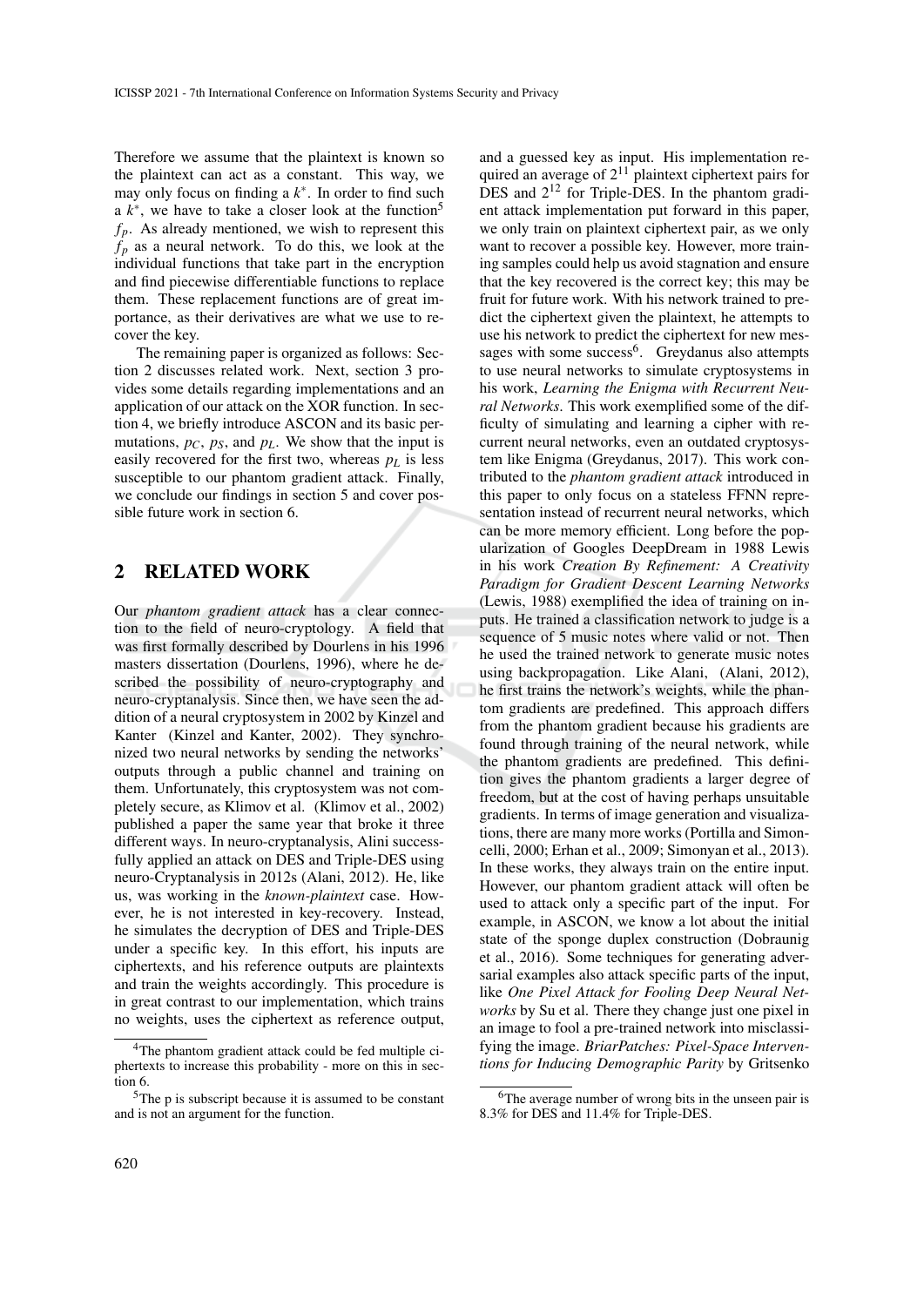Therefore we assume that the plaintext is known so the plaintext can act as a constant. This way, we may only focus on finding a $k^*$. In order to find such a $k^*$, we have to take a closer look at the function[5] $f_p$. As already mentioned, we wish to represent this $f_p$ as a neural network. To do this, we look at the individual functions that take part in the encryption and find piecewise differentiable functions to replace them. These replacement functions are of great importance, as their derivatives are what we use to recover the key.

The remaining paper is organized as follows: Section 2 discusses related work. Next, section 3 provides some details regarding implementations and an application of our attack on the XOR function. In section 4, we briefly introduce ASCON and its basic permutations, $p_C$, $p_S$, and $p_L$. We show that the input is easily recovered for the first two, whereas $p_L$ is less susceptible to our phantom gradient attack. Finally, we conclude our findings in section 5 and cover possible future work in section 6.

## 2 RELATED WORK

Our *phantom gradient attack* has a clear connection to the field of neuro-cryptology. A field that was first formally described by Dourlens in his 1996 masters dissertation (Dourlens, 1996), where he described the possibility of neuro-cryptography and neuro-cryptanalysis. Since then, we have seen the addition of a neural cryptosystem in 2002 by Kinzel and Kanter (Kinzel and Kanter, 2002). They synchronized two neural networks by sending the networks' outputs through a public channel and training on them. Unfortunately, this cryptosystem was not completely secure, as Klimov et al. (Klimov et al., 2002) published a paper the same year that broke it three different ways. In neuro-cryptanalysis, Alini successfully applied an attack on DES and Triple-DES using neuro-Cryptanalysis in 2012s (Alani, 2012). He, like us, was working in the *known-plaintext* case. However, he is not interested in key-recovery. Instead, he simulates the decryption of DES and Triple-DES under a specific key. In this effort, his inputs are ciphertexts, and his reference outputs are plaintexts and train the weights accordingly. This procedure is in great contrast to our implementation, which trains no weights, uses the ciphertext as reference output, and a guessed key as input. His implementation required an average of $2^{11}$ plaintext ciphertext pairs for DES and $2^{12}$ for Triple-DES. In the phantom gradient attack implementation put forward in this paper, we only train on plaintext ciphertext pair, as we only want to recover a possible key. However, more training samples could help us avoid stagnation and ensure that the key recovered is the correct key; this may be fruit for future work. With his network trained to predict the ciphertext given the plaintext, he attempts to use his network to predict the ciphertext for new messages with some success[6]. Greydanus also attempts to use neural networks to simulate cryptosystems in his work, *Learning the Enigma with Recurrent Neural Networks*. This work exemplified some of the difficulty of simulating and learning a cipher with recurrent neural networks, even an outdated cryptosystem like Enigma (Greydanus, 2017). This work contributed to the *phantom gradient attack* introduced in this paper to only focus on a stateless FFNN representation instead of recurrent neural networks, which can be more memory efficient. Long before the popularization of Googles DeepDream in 1988 Lewis in his work *Creation By Refinement: A Creativity Paradigm for Gradient Descent Learning Networks* (Lewis, 1988) exemplified the idea of training on inputs. He trained a classification network to judge is a sequence of 5 music notes where valid or not. Then he used the trained network to generate music notes using backpropagation. Like Alani, (Alani, 2012), he first trains the network's weights, while the phantom gradients are predefined. This approach differs from the phantom gradient because his gradients are found through training of the neural network, while the phantom gradients are predefined. This definition gives the phantom gradients a larger degree of freedom, but at the cost of having perhaps unsuitable gradients. In terms of image generation and visualizations, there are many more works (Portilla and Simoncelli, 2000; Erhan et al., 2009; Simonyan et al., 2013). In these works, they always train on the entire input. However, our phantom gradient attack will often be used to attack only a specific part of the input. For example, in ASCON, we know a lot about the initial state of the sponge duplex construction (Dobraunig et al., 2016). Some techniques for generating adversarial examples also attack specific parts of the input, like *One Pixel Attack for Fooling Deep Neural Networks* by Su et al. There they change just one pixel in an image to fool a pre-trained network into misclassifying the image. *BriarPatches: Pixel-Space Interventions for Inducing Demographic Parity* by Gritsenko

[4]The phantom gradient attack could be fed multiple ciphertexts to increase this probability - more on this in section 6.

[5]The p is subscript because it is assumed to be constant and is not an argument for the function.

[6]The average number of wrong bits in the unseen pair is 8.3% for DES and 11.4% for Triple-DES.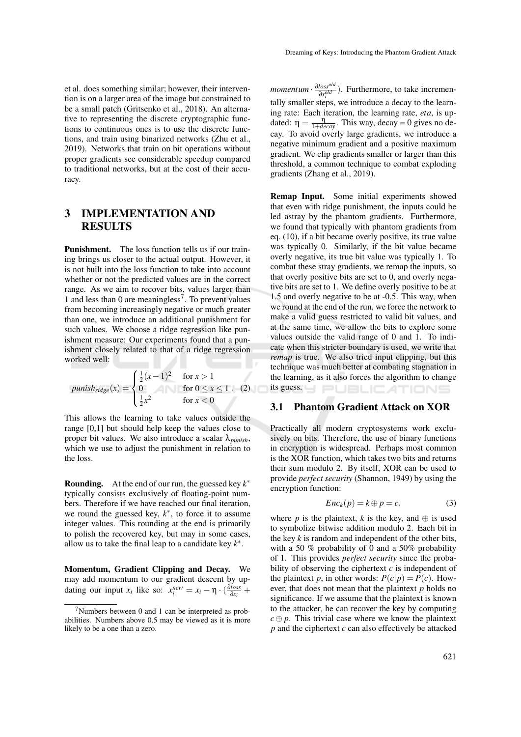et al. does something similar; however, their intervention is on a larger area of the image but constrained to be a small patch (Gritsenko et al., 2018). An alternative to representing the discrete cryptographic functions to continuous ones is to use the discrete functions, and train using binarized networks (Zhu et al., 2019). Networks that train on bit operations without proper gradients see considerable speedup compared to traditional networks, but at the cost of their accuracy.

# 3 IMPLEMENTATION AND RESULTS

**Punishment.** The loss function tells us if our training brings us closer to the actual output. However, it is not built into the loss function to take into account whether or not the predicted values are in the correct range. As we aim to recover bits, values larger than 1 and less than 0 are meaningless[7]. To prevent values from becoming increasingly negative or much greater than one, we introduce an additional punishment for such values. We choose a ridge regression like punishment measure: Our experiments found that a punishment closely related to that of a ridge regression worked well:

$$punish_{ridge}(x) = \begin{cases} \frac{1}{2}(x-1)^2 & \text{for } x > 1 \\ 0 & \text{for } 0 \leq x \leq 1 \\ \frac{1}{2}x^2 & \text{for } x < 0 \end{cases}. \quad (2)$$

This allows the learning to take values outside the range [0,1] but should help keep the values close to proper bit values. We also introduce a scalar $\lambda_{punish}$, which we use to adjust the punishment in relation to the loss.

**Rounding.** At the end of our run, the guessed key $k^*$ typically consists exclusively of floating-point numbers. Therefore if we have reached our final iteration, we round the guessed key, $k^*$, to force it to assume integer values. This rounding at the end is primarily to polish the recovered key, but may in some cases, allow us to take the final leap to a candidate key $k^*$.

**Momentum, Gradient Clipping and Decay.** We may add momentum to our gradient descent by updating our input $x_i$ like so: $x_i^{new} = x_i - \eta \cdot (\frac{\partial loss}{\partial x_i} + momentum \cdot \frac{\partial loss^{old}}{\partial x_i^{old}})$. Furthermore, to take incrementally smaller steps, we introduce a decay to the learning rate: Each iteration, the learning rate, *eta*, is updated: $\eta = \frac{\eta}{1+decay}$. This way, decay = 0 gives no decay. To avoid overly large gradients, we introduce a negative minimum gradient and a positive maximum gradient. We clip gradients smaller or larger than this threshold, a common technique to combat exploding gradients (Zhang et al., 2019).

**Remap Input.** Some initial experiments showed that even with ridge punishment, the inputs could be led astray by the phantom gradients. Furthermore, we found that typically with phantom gradients from eq. (10), if a bit became overly positive, its true value was typically 0. Similarly, if the bit value became overly negative, its true bit value was typically 1. To combat these stray gradients, we remap the inputs, so that overly positive bits are set to 0, and overly negative bits are set to 1. We define overly positive to be at 1.5 and overly negative to be at -0.5. This way, when we round at the end of the run, we force the network to make a valid guess restricted to valid bit values, and at the same time, we allow the bits to explore some values outside the valid range of 0 and 1. To indicate when this stricter boundary is used, we write that *remap* is true. We also tried input clipping, but this technique was much better at combating stagnation in the learning, as it also forces the algorithm to change its guess.

## 3.1 Phantom Gradient Attack on XOR

Practically all modern cryptosystems work exclusively on bits. Therefore, the use of binary functions in encryption is widespread. Perhaps most common is the XOR function, which takes two bits and returns their sum modulo 2. By itself, XOR can be used to provide *perfect security* (Shannon, 1949) by using the encryption function:

$$Enc_k(p) = k \oplus p = c, \quad (3)$$

where $p$ is the plaintext, $k$ is the key, and $\oplus$ is used to symbolize bitwise addition modulo 2. Each bit in the key $k$ is random and independent of the other bits, with a 50 % probability of 0 and a 50% probability of 1. This provides *perfect security* since the probability of observing the ciphertext $c$ is independent of the plaintext $p$, in other words: $P(c|p) = P(c)$. However, that does not mean that the plaintext $p$ holds no significance. If we assume that the plaintext is known to the attacker, he can recover the key by computing $c \oplus p$. This trivial case where we know the plaintext $p$ and the ciphertext $c$ can also effectively be attacked

[7] Numbers between 0 and 1 can be interpreted as probabilities. Numbers above 0.5 may be viewed as it is more likely to be a one than a zero.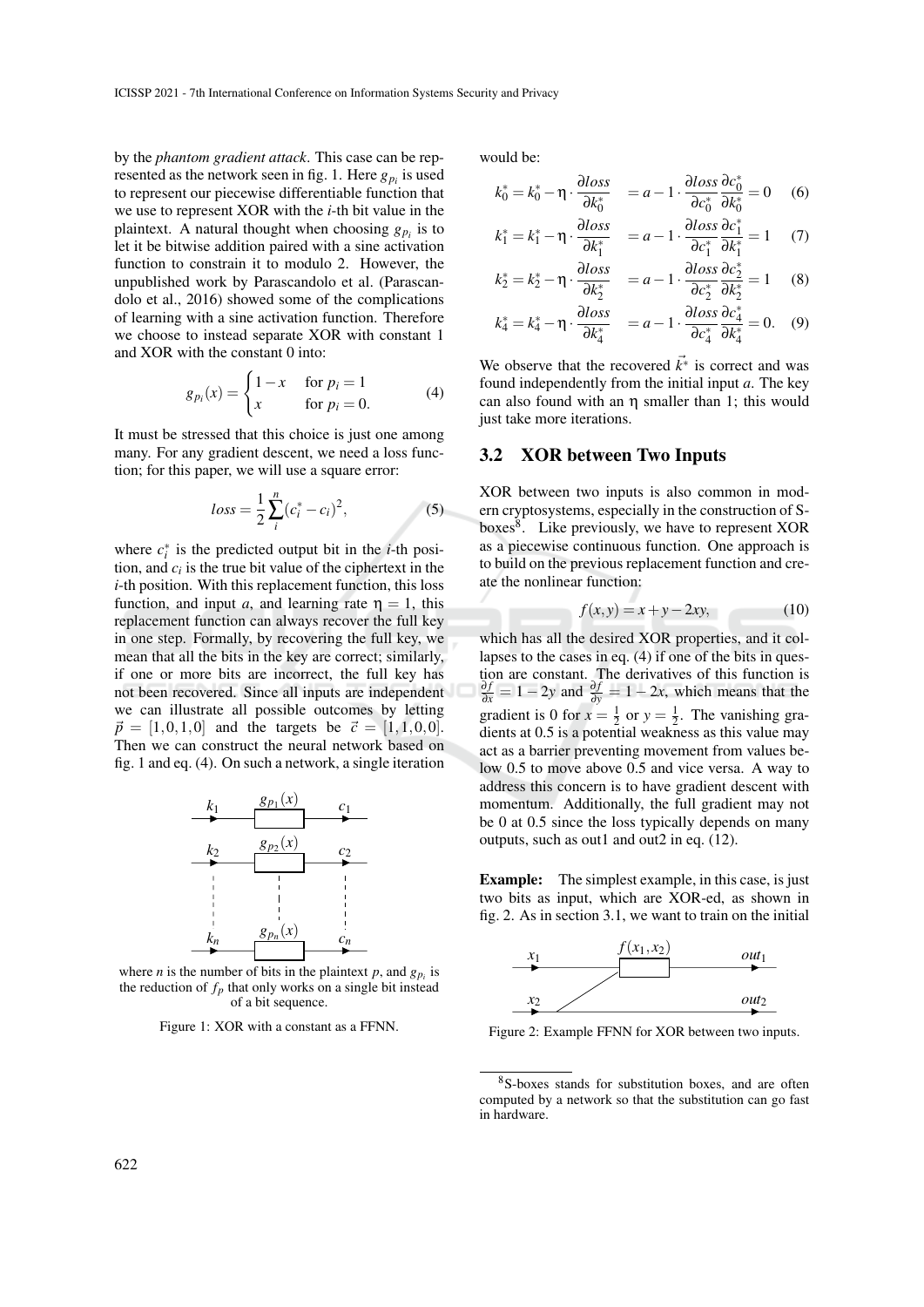by the *phantom gradient attack*. This case can be represented as the network seen in fig. 1. Here $g_{p_i}$ is used to represent our piecewise differentiable function that we use to represent XOR with the $i$-th bit value in the plaintext. A natural thought when choosing $g_{p_i}$ is to let it be bitwise addition paired with a sine activation function to constrain it to modulo 2. However, the unpublished work by Parascandolo et al. (Parascandolo et al., 2016) showed some of the complications of learning with a sine activation function. Therefore we choose to instead separate XOR with constant 1 and XOR with the constant 0 into:

$$g_{p_i}(x) = \begin{cases} 1-x & \text{for } p_i = 1 \\ x & \text{for } p_i = 0. \end{cases} \tag{4}$$

It must be stressed that this choice is just one among many. For any gradient descent, we need a loss function; for this paper, we will use a square error:

$$loss = \frac{1}{2}\sum_{i}^{n}(c_i^* - c_i)^2, \tag{5}$$

where $c_i^*$ is the predicted output bit in the $i$-th position, and $c_i$ is the true bit value of the ciphertext in the $i$-th position. With this replacement function, this loss function, and input $a$, and learning rate $\eta = 1$, this replacement function can always recover the full key in one step. Formally, by recovering the full key, we mean that all the bits in the key are correct; similarly, if one or more bits are incorrect, the full key has not been recovered. Since all inputs are independent we can illustrate all possible outcomes by letting $\vec{p} = [1,0,1,0]$ and the targets be $\vec{c} = [1,1,0,0]$. Then we can construct the neural network based on fig. 1 and eq. (4). On such a network, a single iteration

$k_1$ $g_{p_1}(x)$ $c_1$

$k_2$ $g_{p_2}(x)$ $c_2$

$k_n$ $g_{p_n}(x)$ $c_n$

where $n$ is the number of bits in the plaintext $p$, and $g_{p_i}$ is the reduction of $f_p$ that only works on a single bit instead of a bit sequence.

Figure 1: XOR with a constant as a FFNN.

would be:

$$k_0^* = k_0^* - \eta \cdot \frac{\partial loss}{\partial k_0^*} \quad = a - 1 \cdot \frac{\partial loss}{\partial c_0^*}\frac{\partial c_0^*}{\partial k_0^*} = 0 \tag{6}$$

$$k_1^* = k_1^* - \eta \cdot \frac{\partial loss}{\partial k_1^*} \quad = a - 1 \cdot \frac{\partial loss}{\partial c_1^*}\frac{\partial c_1^*}{\partial k_1^*} = 1 \tag{7}$$

$$k_2^* = k_2^* - \eta \cdot \frac{\partial loss}{\partial k_2^*} \quad = a - 1 \cdot \frac{\partial loss}{\partial c_2^*}\frac{\partial c_2^*}{\partial k_2^*} = 1 \tag{8}$$

$$k_4^* = k_4^* - \eta \cdot \frac{\partial loss}{\partial k_4^*} \quad = a - 1 \cdot \frac{\partial loss}{\partial c_4^*}\frac{\partial c_4^*}{\partial k_4^*} = 0. \tag{9}$$

We observe that the recovered $\vec{k^*}$ is correct and was found independently from the initial input $a$. The key can also found with an $\eta$ smaller than 1; this would just take more iterations.

### 3.2 XOR between Two Inputs

XOR between two inputs is also common in modern cryptosystems, especially in the construction of S-boxes[8]. Like previously, we have to represent XOR as a piecewise continuous function. One approach is to build on the previous replacement function and create the nonlinear function:

$$f(x,y) = x + y - 2xy, \tag{10}$$

which has all the desired XOR properties, and it collapses to the cases in eq. (4) if one of the bits in question are constant. The derivatives of this function is $\frac{\partial f}{\partial x} = 1 - 2y$ and $\frac{\partial f}{\partial y} = 1 - 2x$, which means that the gradient is 0 for $x = \frac{1}{2}$ or $y = \frac{1}{2}$. The vanishing gradients at 0.5 is a potential weakness as this value may act as a barrier preventing movement from values below 0.5 to move above 0.5 and vice versa. A way to address this concern is to have gradient descent with momentum. Additionally, the full gradient may not be 0 at 0.5 since the loss typically depends on many outputs, such as out1 and out2 in eq. (12).

**Example:** The simplest example, in this case, is just two bits as input, which are XOR-ed, as shown in fig. 2. As in section 3.1, we want to train on the initial

$x_1$ $f(x_1,x_2)$ $out_1$

$x_2$ $out_2$

Figure 2: Example FFNN for XOR between two inputs.

[8]S-boxes stands for substitution boxes, and are often computed by a network so that the substitution can go fast in hardware.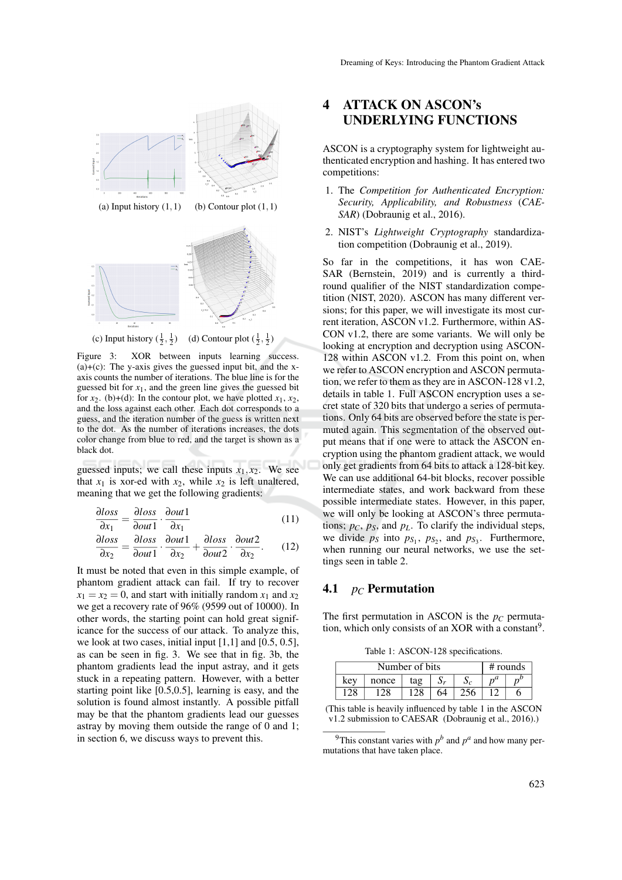(a) Input history $(1,1)$ (b) Contour plot $(1,1)$

(c) Input history $(\frac{1}{2},\frac{1}{2})$ (d) Contour plot $(\frac{1}{2},\frac{1}{2})$

Figure 3: XOR between inputs learning success. (a)+(c): The y-axis gives the guessed input bit, and the x-axis counts the number of iterations. The blue line is for the guessed bit for $x_1$, and the green line gives the guessed bit for $x_2$. (b)+(d): In the contour plot, we have plotted $x_1$, $x_2$, and the loss against each other. Each dot corresponds to a guess, and the iteration number of the guess is written next to the dot. As the number of iterations increases, the dots color change from blue to red, and the target is shown as a black dot.

guessed inputs; we call these inputs $x_1, x_2$. We see that $x_1$ is xor-ed with $x_2$, while $x_2$ is left unaltered, meaning that we get the following gradients:

$$\frac{\partial loss}{\partial x_1} = \frac{\partial loss}{\partial out1} \cdot \frac{\partial out1}{\partial x_1} \tag{11}$$

$$\frac{\partial loss}{\partial x_2} = \frac{\partial loss}{\partial out1} \cdot \frac{\partial out1}{\partial x_2} + \frac{\partial loss}{\partial out2} \cdot \frac{\partial out2}{\partial x_2}. \tag{12}$$

It must be noted that even in this simple example, of phantom gradient attack can fail. If try to recover $x_1 = x_2 = 0$, and start with initially random $x_1$ and $x_2$ we get a recovery rate of 96% (9599 out of 10000). In other words, the starting point can hold great significance for the success of our attack. To analyze this, we look at two cases, initial input [1,1] and [0.5, 0.5], as can be seen in fig. 3. We see that in fig. 3b, the phantom gradients lead the input astray, and it gets stuck in a repeating pattern. However, with a better starting point like [0.5,0.5], learning is easy, and the solution is found almost instantly. A possible pitfall may be that the phantom gradients lead our guesses astray by moving them outside the range of 0 and 1; in section 6, we discuss ways to prevent this.

# 4 ATTACK ON ASCON's UNDERLYING FUNCTIONS

ASCON is a cryptography system for lightweight authenticated encryption and hashing. It has entered two competitions:

1. The *Competition for Authenticated Encryption: Security, Applicability, and Robustness* (*CAESAR*) (Dobraunig et al., 2016).
2. NIST's *Lightweight Cryptography* standardization competition (Dobraunig et al., 2019).

So far in the competitions, it has won CAESAR (Bernstein, 2019) and is currently a third-round qualifier of the NIST standardization competition (NIST, 2020). ASCON has many different versions; for this paper, we will investigate its most current iteration, ASCON v1.2. Furthermore, within ASCON v1.2, there are some variants. We will only be looking at encryption and decryption using ASCON-128 within ASCON v1.2. From this point on, when we refer to ASCON encryption and ASCON permutation, we refer to them as they are in ASCON-128 v1.2, details in table 1. Full ASCON encryption uses a secret state of 320 bits that undergo a series of permutations. Only 64 bits are observed before the state is permuted again. This segmentation of the observed output means that if one were to attack the ASCON encryption using the phantom gradient attack, we would only get gradients from 64 bits to attack a 128-bit key. We can use additional 64-bit blocks, recover possible intermediate states, and work backward from these possible intermediate states. However, in this paper, we will only be looking at ASCON's three permutations; $p_C$, $p_S$, and $p_L$. To clarify the individual steps, we divide $p_S$ into $p_{S_1}$, $p_{S_2}$, and $p_{S_3}$. Furthermore, when running our neural networks, we use the settings seen in table 2.

## 4.1 $p_C$ Permutation

The first permutation in ASCON is the $p_C$ permutation, which only consists of an XOR with a constant[9].

Table 1: ASCON-128 specifications.

| Number of bits | | | | | # rounds | |
|---|---|---|---|---|---|---|
| key | nonce | tag | $S_r$ | $S_c$ | $p^a$ | $p^b$ |
| 128 | 128 | 128 | 64 | 256 | 12 | 6 |

(This table is heavily influenced by table 1 in the ASCON v1.2 submission to CAESAR (Dobraunig et al., 2016).)

[9]This constant varies with $p^b$ and $p^a$ and how many permutations that have taken place.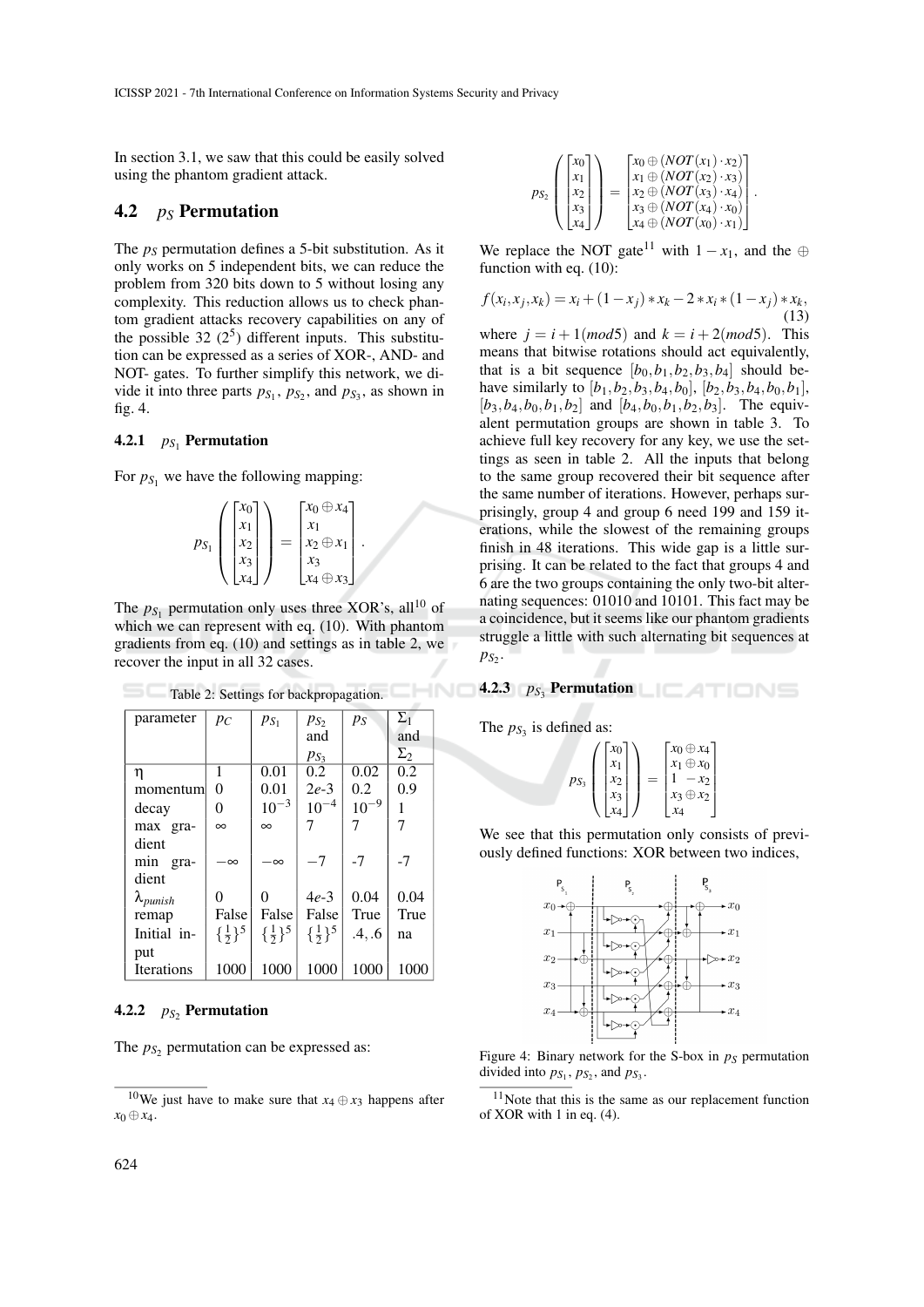In section 3.1, we saw that this could be easily solved using the phantom gradient attack.

## 4.2 $p_S$ Permutation

The $p_S$ permutation defines a 5-bit substitution. As it only works on 5 independent bits, we can reduce the problem from 320 bits down to 5 without losing any complexity. This reduction allows us to check phantom gradient attacks recovery capabilities on any of the possible 32 ($2^5$) different inputs. This substitution can be expressed as a series of XOR-, AND- and NOT- gates. To further simplify this network, we divide it into three parts $p_{S_1}$, $p_{S_2}$, and $p_{S_3}$, as shown in fig. 4.

### 4.2.1 $p_{S_1}$ Permutation

For $p_{S_1}$ we have the following mapping:

$$p_{S_1}\left(\begin{bmatrix}x_0\\x_1\\x_2\\x_3\\x_4\end{bmatrix}\right) = \begin{bmatrix}x_0 \oplus x_4\\x_1\\x_2 \oplus x_1\\x_3\\x_4 \oplus x_3\end{bmatrix}.$$

The $p_{S_1}$ permutation only uses three XOR's, all[10] of which we can represent with eq. (10). With phantom gradients from eq. (10) and settings as in table 2, we recover the input in all 32 cases.

Table 2: Settings for backpropagation.

| parameter | $p_C$ | $p_{S_1}$ | $p_{S_2}$ and $p_{S_3}$ | $p_S$ | $\Sigma_1$ and $\Sigma_2$ |
|---|---|---|---|---|---|
| $\eta$ | 1 | 0.01 | 0.2 | 0.02 | 0.2 |
| momentum | 0 | 0.01 | 2*e*-3 | 0.2 | 0.9 |
| decay | 0 | $10^{-3}$ | $10^{-4}$ | $10^{-9}$ | 1 |
| max gradient | $\infty$ | $\infty$ | 7 | 7 | 7 |
| min gradient | $-\infty$ | $-\infty$ | $-7$ | -7 | -7 |
| $\lambda_{punish}$ | 0 | 0 | 4*e*-3 | 0.04 | 0.04 |
| remap | False | False | False | True | True |
| Initial input | $\{\frac{1}{2}\}^5$ | $\{\frac{1}{2}\}^5$ | $\{\frac{1}{2}\}^5$ | .4, .6 | na |
| Iterations | 1000 | 1000 | 1000 | 1000 | 1000 |

### 4.2.2 $p_{S_2}$ Permutation

The $p_{S_2}$ permutation can be expressed as:

$$p_{S_2}\left(\begin{bmatrix}x_0\\x_1\\x_2\\x_3\\x_4\end{bmatrix}\right) = \begin{bmatrix}x_0 \oplus (NOT(x_1)\cdot x_2)\\x_1 \oplus (NOT(x_2)\cdot x_3)\\x_2 \oplus (NOT(x_3)\cdot x_4)\\x_3 \oplus (NOT(x_4)\cdot x_0)\\x_4 \oplus (NOT(x_0)\cdot x_1)\end{bmatrix}.$$

We replace the NOT gate[11] with $1-x_1$, and the $\oplus$ function with eq. (10):

$$f(x_i,x_j,x_k) = x_i + (1-x_j)*x_k - 2*x_i*(1-x_j)*x_k, \tag{13}$$

where $j = i+1 (mod 5)$ and $k = i+2 (mod 5)$. This means that bitwise rotations should act equivalently, that is a bit sequence $[b_0,b_1,b_2,b_3,b_4]$ should behave similarly to $[b_1,b_2,b_3,b_4,b_0]$, $[b_2,b_3,b_4,b_0,b_1]$, $[b_3,b_4,b_0,b_1,b_2]$ and $[b_4,b_0,b_1,b_2,b_3]$. The equivalent permutation groups are shown in table 3. To achieve full key recovery for any key, we use the settings as seen in table 2. All the inputs that belong to the same group recovered their bit sequence after the same number of iterations. However, perhaps surprisingly, group 4 and group 6 need 199 and 159 iterations, while the slowest of the remaining groups finish in 48 iterations. This wide gap is a little surprising. It can be related to the fact that groups 4 and 6 are the two groups containing the only two-bit alternating sequences: 01010 and 10101. This fact may be a coincidence, but it seems like our phantom gradients struggle a little with such alternating bit sequences at $p_{S_2}$.

### 4.2.3 $p_{S_3}$ Permutation

The $p_{S_3}$ is defined as:

$$p_{S_3}\left(\begin{bmatrix}x_0\\x_1\\x_2\\x_3\\x_4\end{bmatrix}\right) = \begin{bmatrix}x_0 \oplus x_4\\x_1 \oplus x_0\\1 \;-x_2\\x_3 \oplus x_2\\x_4\end{bmatrix}$$

We see that this permutation only consists of previously defined functions: XOR between two indices,

Figure 4: Binary network for the S-box in $p_S$ permutation divided into $p_{S_1}$, $p_{S_2}$, and $p_{S_3}$.

[10] We just have to make sure that $x_4 \oplus x_3$ happens after $x_0 \oplus x_4$.

[11] Note that this is the same as our replacement function of XOR with 1 in eq. (4).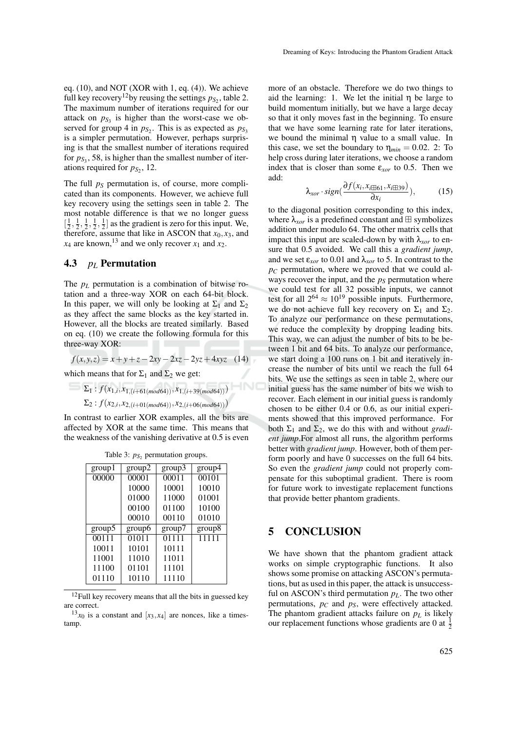eq. (10), and NOT (XOR with 1, eq. (4)). We achieve full key recovery[12] by reusing the settings $p_{S_2}$, table 2. The maximum number of iterations required for our attack on $p_{S_3}$ is higher than the worst-case we observed for group 4 in $p_{S_2}$. This is as expected as $p_{S_3}$ is a simpler permutation. However, perhaps surprising is that the smallest number of iterations required for $p_{S_3}$, 58, is higher than the smallest number of iterations required for $p_{S_2}$, 12.

The full $p_S$ permutation is, of course, more complicated than its components. However, we achieve full key recovery using the settings seen in table 2. The most notable difference is that we no longer guess $[\frac{1}{2}, \frac{1}{2}, \frac{1}{2}, \frac{1}{2}, \frac{1}{2}]$ as the gradient is zero for this input. We, therefore, assume that like in ASCON that $x_0, x_3$, and $x_4$ are known,[13] and we only recover $x_1$ and $x_2$.

### 4.3 $p_L$ Permutation

The $p_L$ permutation is a combination of bitwise rotation and a three-way XOR on each 64-bit block. In this paper, we will only be looking at $\Sigma_1$ and $\Sigma_2$ as they affect the same blocks as the key started in. However, all the blocks are treated similarly. Based on eq. (10) we create the following formula for this three-way XOR:

$$f(x,y,z) = x + y + z - 2xy - 2xz - 2yz + 4xyz \quad (14)$$

which means that for $\Sigma_1$ and $\Sigma_2$ we get:

$$\Sigma_1 : f(x_{1,i}, x_{1,(i+61(mod64))}, x_{1,(i+39(mod64))})$$

$$\Sigma_2 : f(x_{2,i}, x_{2,(i+01(mod64))}, x_{2,(i+06(mod64))})$$

In contrast to earlier XOR examples, all the bits are affected by XOR at the same time. This means that the weakness of the vanishing derivative at 0.5 is even more of an obstacle. Therefore we do two things to aid the learning: 1. We let the initial $\eta$ be large to build momentum initially, but we have a large decay so that it only moves fast in the beginning. To ensure that we have some learning rate for later iterations, we bound the minimal $\eta$ value to a small value. In this case, we set the boundary to $\eta_{min} = 0.02$. 2: To help cross during later iterations, we choose a random index that is closer than some $\varepsilon_{xor}$ to 0.5. Then we add:

$$\lambda_{xor} \cdot sign\left(\frac{\partial f(x_i, x_{i \boxplus 61}, x_{i \boxplus 39})}{\partial x_i}\right), \quad (15)$$

to the diagonal position corresponding to this index, where $\lambda_{xor}$ is a predefined constant and $\boxplus$ symbolizes addition under modulo 64. The other matrix cells that impact this input are scaled-down by with $\lambda_{xor}$ to ensure that 0.5 avoided. We call this a *gradient jump*, and we set $\varepsilon_{xor}$ to 0.01 and $\lambda_{xor}$ to 5. In contrast to the $p_C$ permutation, where we proved that we could always recover the input, and the $p_S$ permutation where we could test for all 32 possible inputs, we cannot test for all $2^{64} \approx 10^{19}$ possible inputs. Furthermore, we do not achieve full key recovery on $\Sigma_1$ and $\Sigma_2$. To analyze our performance on these permutations, we reduce the complexity by dropping leading bits. This way, we can adjust the number of bits to be between 1 bit and 64 bits. To analyze our performance, we start doing a 100 runs on 1 bit and iteratively increase the number of bits until we reach the full 64 bits. We use the settings as seen in table 2, where our initial guess has the same number of bits we wish to recover. Each element in our initial guess is randomly chosen to be either 0.4 or 0.6, as our initial experiments showed that this improved performance. For both $\Sigma_1$ and $\Sigma_2$, we do this with and without *gradient jump*.For almost all runs, the algorithm performs better with *gradient jump*. However, both of them perform poorly and have 0 successes on the full 64 bits. So even the *gradient jump* could not properly compensate for this suboptimal gradient. There is room for future work to investigate replacement functions that provide better phantom gradients.

Table 3: $p_{S_2}$ permutation groups.

| group1 | group2 | group3 | group4 |
|---|---|---|---|
| 00000 | 00001 | 00011 | 00101 |
| | 10000 | 10001 | 10010 |
| | 01000 | 11000 | 01001 |
| | 00100 | 01100 | 10100 |
| | 00010 | 00110 | 01010 |
| **group5** | **group6** | **group7** | **group8** |
| 00111 | 01011 | 01111 | 11111 |
| 10011 | 10101 | 10111 | |
| 11001 | 11010 | 11011 | |
| 11100 | 01101 | 11101 | |
| 01110 | 10110 | 11110 | |

[12] Full key recovery means that all the bits in guessed key are correct.

[13] $x_0$ is a constant and $[x_3, x_4]$ are nonces, like a timestamp.

## 5 CONCLUSION

We have shown that the phantom gradient attack works on simple cryptographic functions. It also shows some promise on attacking ASCON's permutations, but as used in this paper, the attack is unsuccessful on ASCON's third permutation $p_L$. The two other permutations, $p_C$ and $p_S$, were effectively attacked. The phantom gradient attacks failure on $p_L$ is likely our replacement functions whose gradients are 0 at $\frac{1}{2}$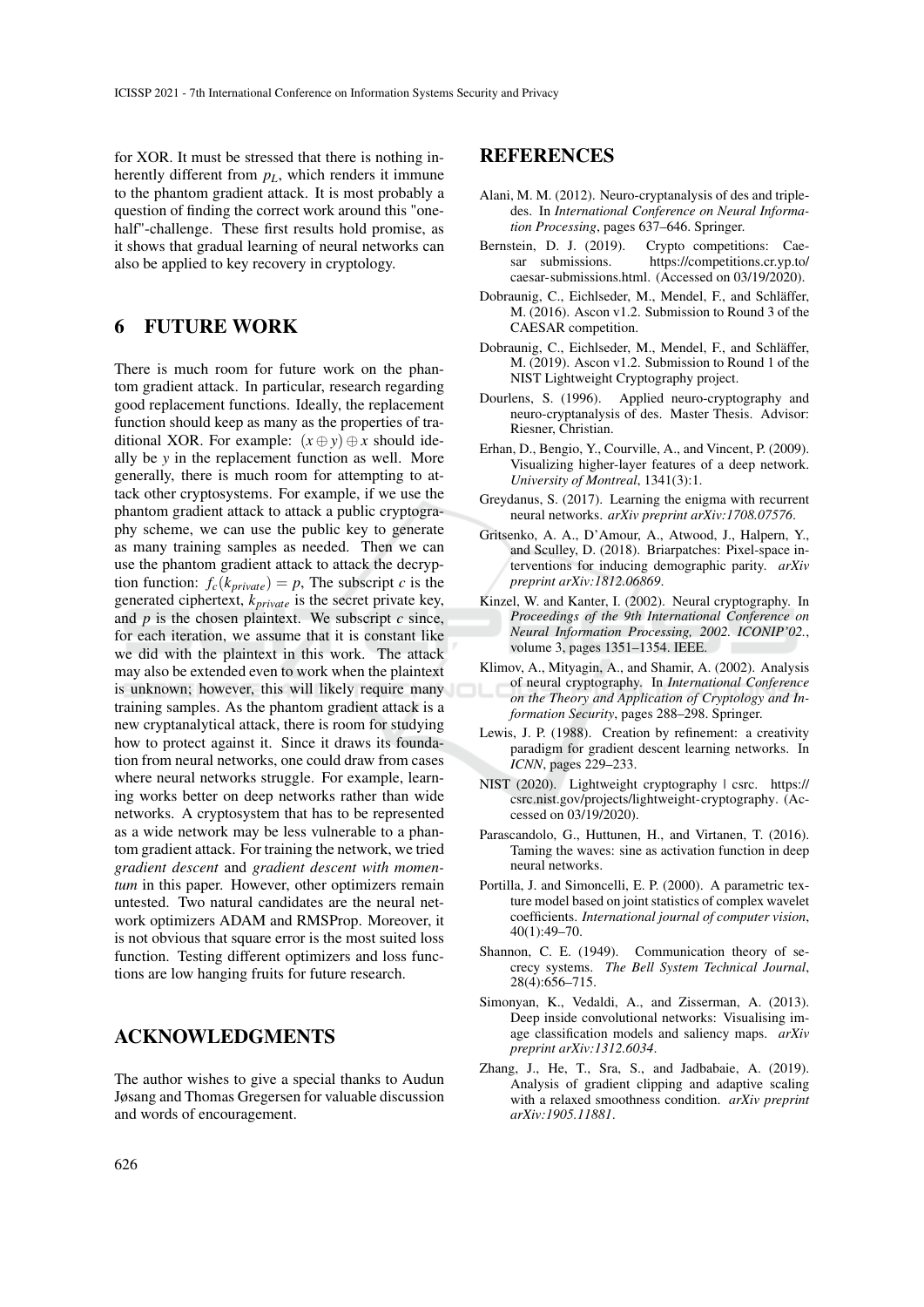for XOR. It must be stressed that there is nothing inherently different from $p_L$, which renders it immune to the phantom gradient attack. It is most probably a question of finding the correct work around this "one-half"-challenge. These first results hold promise, as it shows that gradual learning of neural networks can also be applied to key recovery in cryptology.

## 6 FUTURE WORK

There is much room for future work on the phantom gradient attack. In particular, research regarding good replacement functions. Ideally, the replacement function should keep as many as the properties of traditional XOR. For example: $(x \oplus y) \oplus x$ should ideally be $y$ in the replacement function as well. More generally, there is much room for attempting to attack other cryptosystems. For example, if we use the phantom gradient attack to attack a public cryptography scheme, we can use the public key to generate as many training samples as needed. Then we can use the phantom gradient attack to attack the decryption function: $f_c(k_{private}) = p$, The subscript $c$ is the generated ciphertext, $k_{private}$ is the secret private key, and $p$ is the chosen plaintext. We subscript $c$ since, for each iteration, we assume that it is constant like we did with the plaintext in this work. The attack may also be extended even to work when the plaintext is unknown; however, this will likely require many training samples. As the phantom gradient attack is a new cryptanalytical attack, there is room for studying how to protect against it. Since it draws its foundation from neural networks, one could draw from cases where neural networks struggle. For example, learning works better on deep networks rather than wide networks. A cryptosystem that has to be represented as a wide network may be less vulnerable to a phantom gradient attack. For training the network, we tried *gradient descent* and *gradient descent with momentum* in this paper. However, other optimizers remain untested. Two natural candidates are the neural network optimizers ADAM and RMSProp. Moreover, it is not obvious that square error is the most suited loss function. Testing different optimizers and loss functions are low hanging fruits for future research.

## ACKNOWLEDGMENTS

The author wishes to give a special thanks to Audun Jøsang and Thomas Gregersen for valuable discussion and words of encouragement.

## REFERENCES

Alani, M. M. (2012). Neuro-cryptanalysis of des and triple-des. In *International Conference on Neural Information Processing*, pages 637–646. Springer.

Bernstein, D. J. (2019). Crypto competitions: Caesar submissions. https://competitions.cr.yp.to/caesar-submissions.html. (Accessed on 03/19/2020).

Dobraunig, C., Eichlseder, M., Mendel, F., and Schläffer, M. (2016). Ascon v1.2. Submission to Round 3 of the CAESAR competition.

Dobraunig, C., Eichlseder, M., Mendel, F., and Schläffer, M. (2019). Ascon v1.2. Submission to Round 1 of the NIST Lightweight Cryptography project.

Dourlens, S. (1996). Applied neuro-cryptography and neuro-cryptanalysis of des. Master Thesis. Advisor: Riesner, Christian.

Erhan, D., Bengio, Y., Courville, A., and Vincent, P. (2009). Visualizing higher-layer features of a deep network. *University of Montreal*, 1341(3):1.

Greydanus, S. (2017). Learning the enigma with recurrent neural networks. *arXiv preprint arXiv:1708.07576*.

Gritsenko, A. A., D'Amour, A., Atwood, J., Halpern, Y., and Sculley, D. (2018). Briarpatches: Pixel-space interventions for inducing demographic parity. *arXiv preprint arXiv:1812.06869*.

Kinzel, W. and Kanter, I. (2002). Neural cryptography. In *Proceedings of the 9th International Conference on Neural Information Processing, 2002. ICONIP'02.*, volume 3, pages 1351–1354. IEEE.

Klimov, A., Mityagin, A., and Shamir, A. (2002). Analysis of neural cryptography. In *International Conference on the Theory and Application of Cryptology and Information Security*, pages 288–298. Springer.

Lewis, J. P. (1988). Creation by refinement: a creativity paradigm for gradient descent learning networks. In *ICNN*, pages 229–233.

NIST (2020). Lightweight cryptography | csrc. https://csrc.nist.gov/projects/lightweight-cryptography. (Accessed on 03/19/2020).

Parascandolo, G., Huttunen, H., and Virtanen, T. (2016). Taming the waves: sine as activation function in deep neural networks.

Portilla, J. and Simoncelli, E. P. (2000). A parametric texture model based on joint statistics of complex wavelet coefficients. *International journal of computer vision*, 40(1):49–70.

Shannon, C. E. (1949). Communication theory of secrecy systems. *The Bell System Technical Journal*, 28(4):656–715.

Simonyan, K., Vedaldi, A., and Zisserman, A. (2013). Deep inside convolutional networks: Visualising image classification models and saliency maps. *arXiv preprint arXiv:1312.6034*.

Zhang, J., He, T., Sra, S., and Jadbabaie, A. (2019). Analysis of gradient clipping and adaptive scaling with a relaxed smoothness condition. *arXiv preprint arXiv:1905.11881*.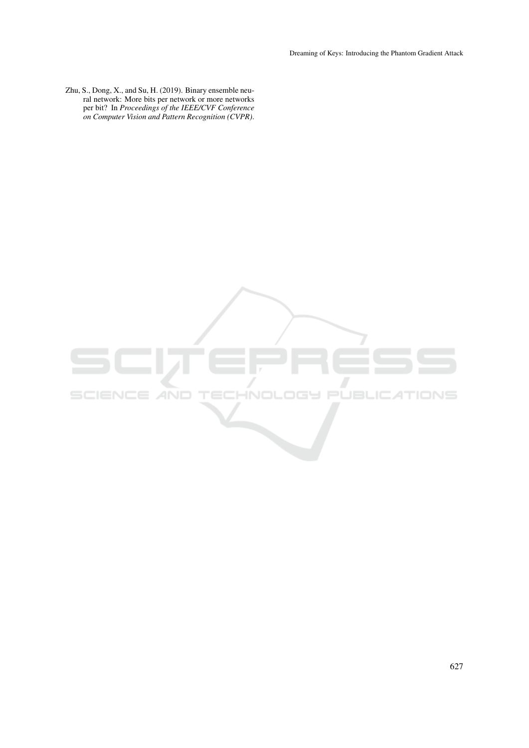Zhu, S., Dong, X., and Su, H. (2019). Binary ensemble neural network: More bits per network or more networks per bit? In *Proceedings of the IEEE/CVF Conference on Computer Vision and Pattern Recognition (CVPR)*.